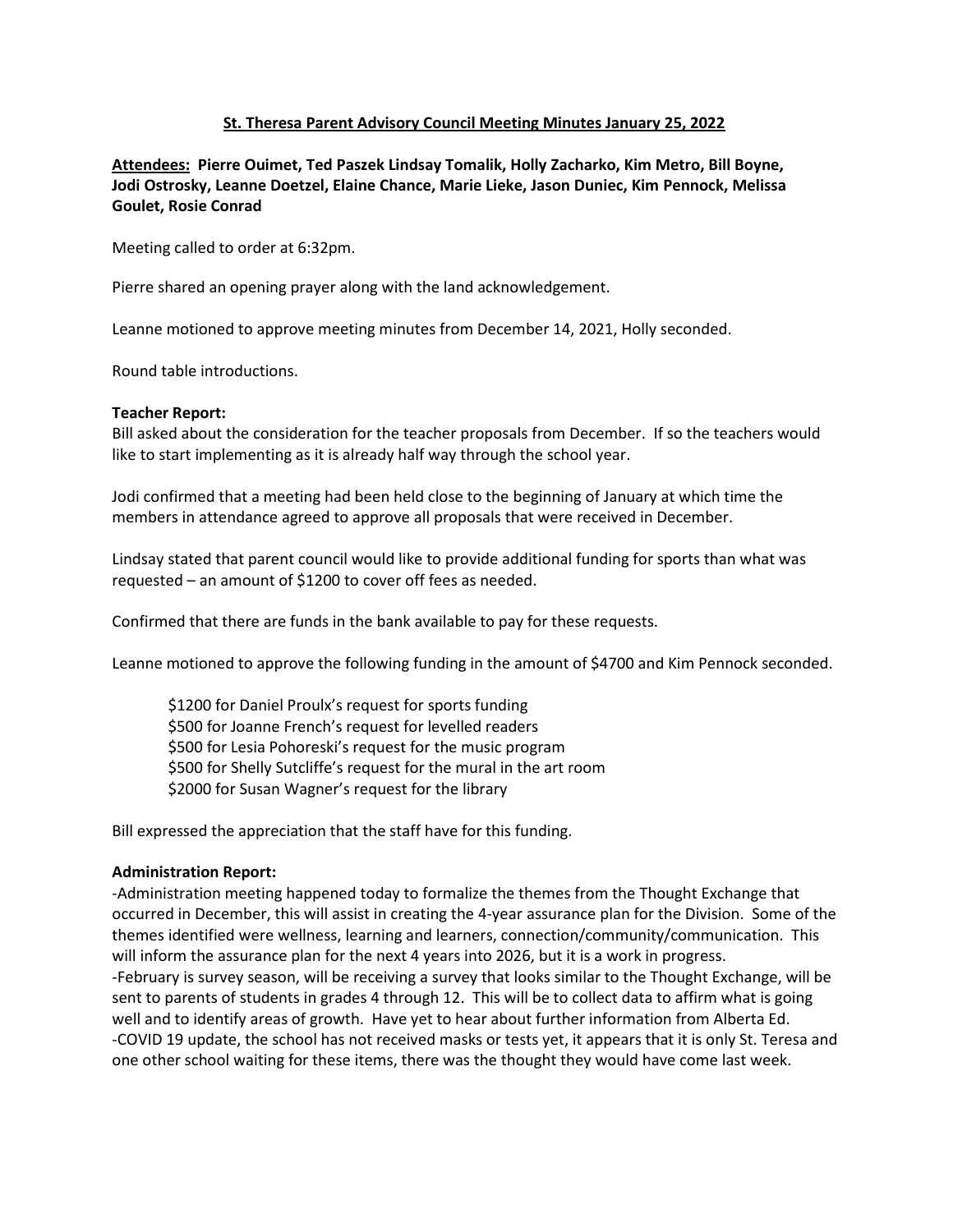# St. Theresa Parent Advisory Council Meeting Minutes January 25, 2022

**Attendees: Pierre Ouimet, Ted Paszek Lindsay Tomalik, Holly Zacharko, Kim Metro, Bill Boyne, Jodi Ostrosky, Leanne Doetzel, Elaine Chance, Marie Lieke, Jason Duniec, Kim Pennock, Melissa Goulet, Rosie Conrad**

Meeting called to order at 6:32pm.

Pierre shared an opening prayer along with the land acknowledgement.

Leanne motioned to approve meeting minutes from December 14, 2021, Holly seconded.

Round table introductions.

**Teacher Report:**

Bill asked about the consideration for the teacher proposals from December. If so the teachers would like to start implementing as it is already half way through the school year.

Jodi confirmed that a meeting had been held close to the beginning of January at which time the members in attendance agreed to approve all proposals that were received in December.

Lindsay stated that parent council would like to provide additional funding for sports than what was requested – an amount of $1200 to cover off fees as needed.

Confirmed that there are funds in the bank available to pay for these requests.

Leanne motioned to approve the following funding in the amount of $4700 and Kim Pennock seconded.

$1200 for Daniel Proulx's request for sports funding
$500 for Joanne French's request for levelled readers
$500 for Lesia Pohoreski's request for the music program
$500 for Shelly Sutcliffe's request for the mural in the art room
$2000 for Susan Wagner's request for the library

Bill expressed the appreciation that the staff have for this funding.

**Administration Report:**

-Administration meeting happened today to formalize the themes from the Thought Exchange that occurred in December, this will assist in creating the 4-year assurance plan for the Division. Some of the themes identified were wellness, learning and learners, connection/community/communication. This will inform the assurance plan for the next 4 years into 2026, but it is a work in progress.
-February is survey season, will be receiving a survey that looks similar to the Thought Exchange, will be sent to parents of students in grades 4 through 12. This will be to collect data to affirm what is going well and to identify areas of growth. Have yet to hear about further information from Alberta Ed.
-COVID 19 update, the school has not received masks or tests yet, it appears that it is only St. Teresa and one other school waiting for these items, there was the thought they would have come last week.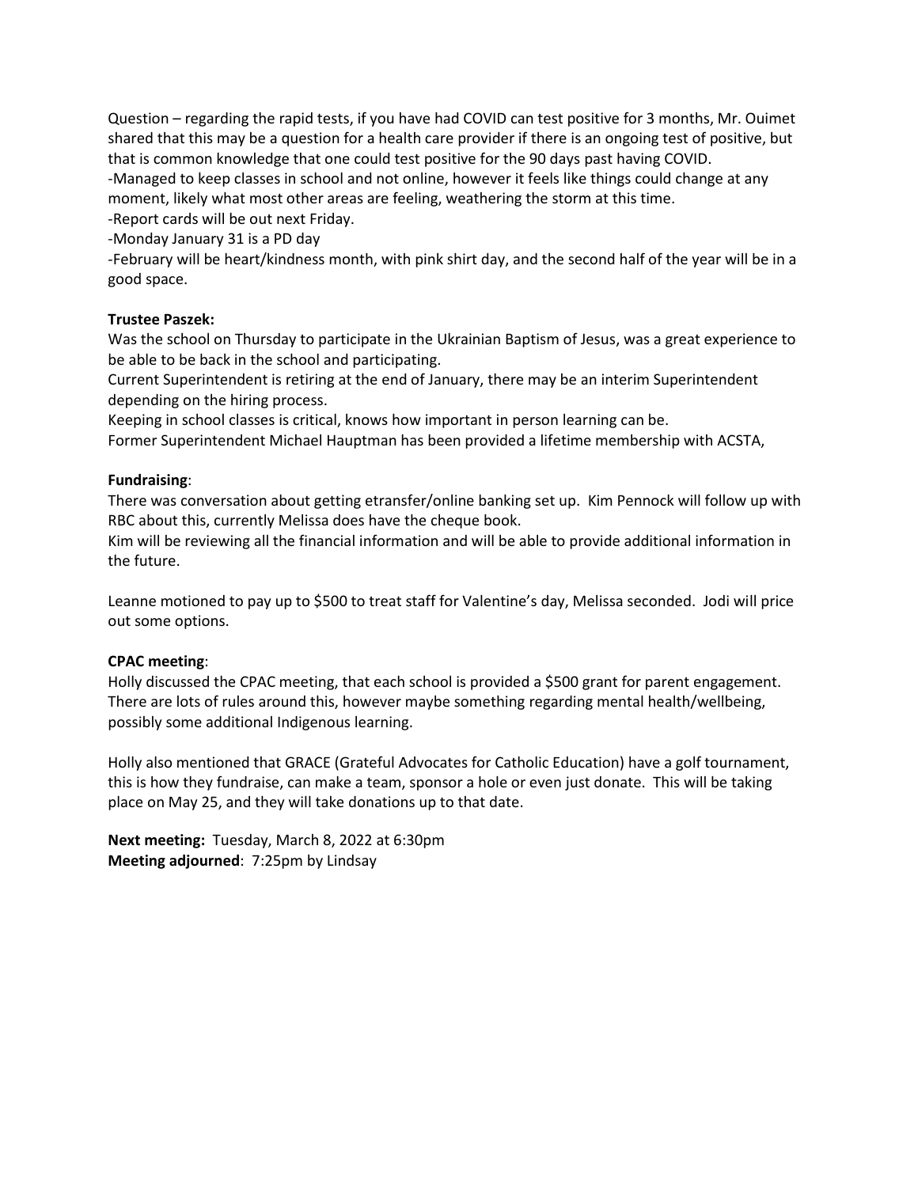Question – regarding the rapid tests, if you have had COVID can test positive for 3 months, Mr. Ouimet shared that this may be a question for a health care provider if there is an ongoing test of positive, but that is common knowledge that one could test positive for the 90 days past having COVID.

-Managed to keep classes in school and not online, however it feels like things could change at any moment, likely what most other areas are feeling, weathering the storm at this time.

-Report cards will be out next Friday.

-Monday January 31 is a PD day

-February will be heart/kindness month, with pink shirt day, and the second half of the year will be in a good space.

**Trustee Paszek:**

Was the school on Thursday to participate in the Ukrainian Baptism of Jesus, was a great experience to be able to be back in the school and participating.

Current Superintendent is retiring at the end of January, there may be an interim Superintendent depending on the hiring process.

Keeping in school classes is critical, knows how important in person learning can be.

Former Superintendent Michael Hauptman has been provided a lifetime membership with ACSTA,

**Fundraising**:

There was conversation about getting etransfer/online banking set up. Kim Pennock will follow up with RBC about this, currently Melissa does have the cheque book.

Kim will be reviewing all the financial information and will be able to provide additional information in the future.

Leanne motioned to pay up to $500 to treat staff for Valentine's day, Melissa seconded. Jodi will price out some options.

**CPAC meeting**:

Holly discussed the CPAC meeting, that each school is provided a $500 grant for parent engagement. There are lots of rules around this, however maybe something regarding mental health/wellbeing, possibly some additional Indigenous learning.

Holly also mentioned that GRACE (Grateful Advocates for Catholic Education) have a golf tournament, this is how they fundraise, can make a team, sponsor a hole or even just donate. This will be taking place on May 25, and they will take donations up to that date.

**Next meeting:** Tuesday, March 8, 2022 at 6:30pm

**Meeting adjourned**: 7:25pm by Lindsay